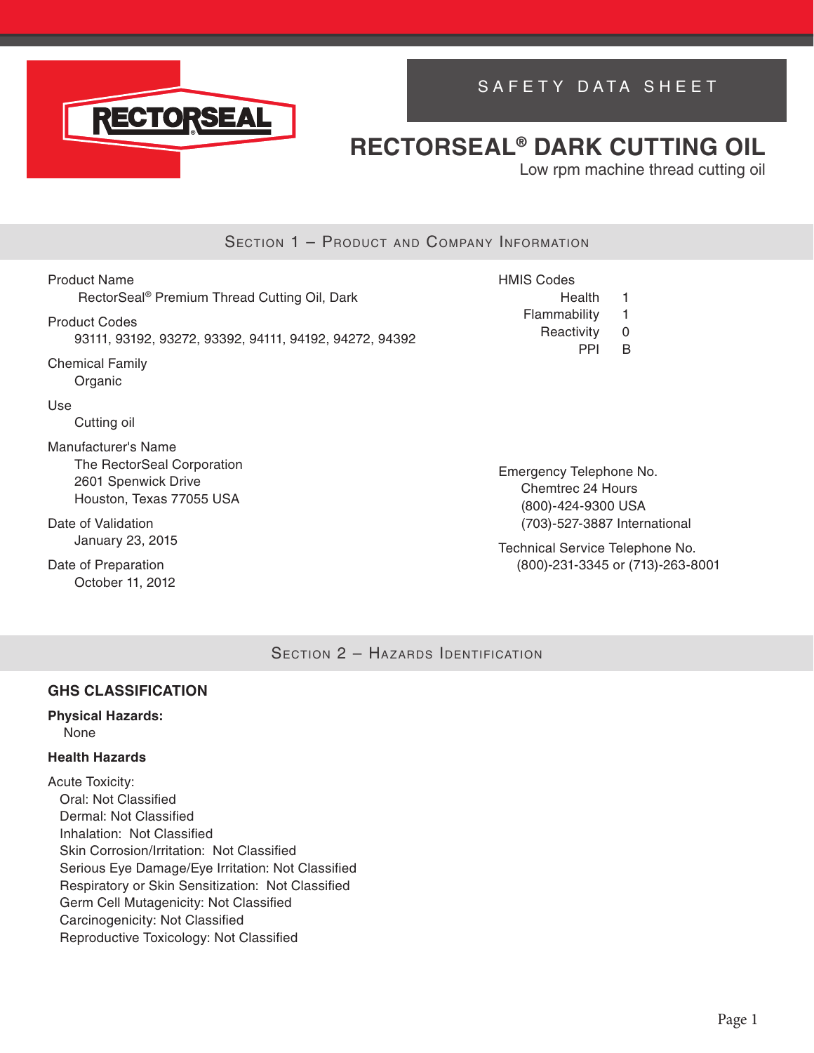RECTORSEAL

SAFETY DATA SHEET

# RECTORSEAL® DARK CUTTING OIL

Low rpm machine thread cutting oil

## Section 1 – Product and Company Information

Product Name
RectorSeal® Premium Thread Cutting Oil, Dark

Product Codes
93111, 93192, 93272, 93392, 94111, 94192, 94272, 94392

Chemical Family
Organic

Use
Cutting oil

Manufacturer's Name
The RectorSeal Corporation
2601 Spenwick Drive
Houston, Texas 77055 USA

Date of Validation
January 23, 2015

Date of Preparation
October 11, 2012

HMIS Codes

| | |
|---|---|
| Health | 1 |
| Flammability | 1 |
| Reactivity | 0 |
| PPI | B |

Emergency Telephone No.
Chemtrec 24 Hours
(800)-424-9300 USA
(703)-527-3887 International

Technical Service Telephone No.
(800)-231-3345 or (713)-263-8001

## Section 2 – Hazards Identification

### GHS CLASSIFICATION

**Physical Hazards:**
None

**Health Hazards**

Acute Toxicity:
Oral: Not Classified
Dermal: Not Classified
Inhalation: Not Classified
Skin Corrosion/Irritation: Not Classified
Serious Eye Damage/Eye Irritation: Not Classified
Respiratory or Skin Sensitization: Not Classified
Germ Cell Mutagenicity: Not Classified
Carcinogenicity: Not Classified
Reproductive Toxicology: Not Classified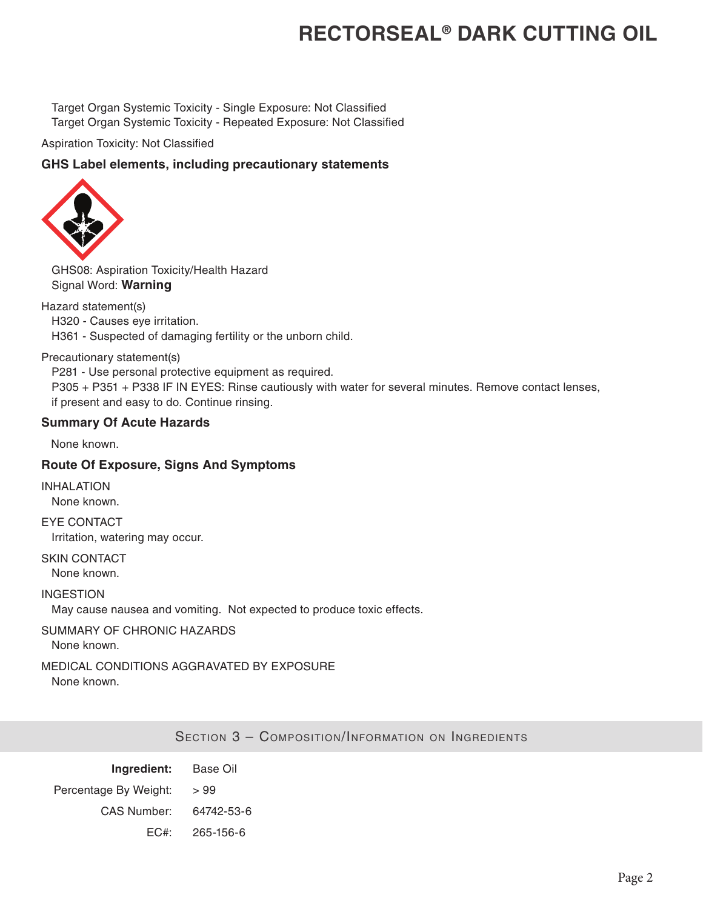Target Organ Systemic Toxicity - Single Exposure: Not Classified
Target Organ Systemic Toxicity - Repeated Exposure: Not Classified

Aspiration Toxicity: Not Classified

### GHS Label elements, including precautionary statements

GHS08: Aspiration Toxicity/Health Hazard
Signal Word: **Warning**

Hazard statement(s)
H320 - Causes eye irritation.
H361 - Suspected of damaging fertility or the unborn child.

Precautionary statement(s)
P281 - Use personal protective equipment as required.
P305 + P351 + P338 IF IN EYES: Rinse cautiously with water for several minutes. Remove contact lenses, if present and easy to do. Continue rinsing.

### Summary Of Acute Hazards

None known.

### Route Of Exposure, Signs And Symptoms

INHALATION
None known.

EYE CONTACT
Irritation, watering may occur.

SKIN CONTACT
None known.

INGESTION
May cause nausea and vomiting. Not expected to produce toxic effects.

SUMMARY OF CHRONIC HAZARDS
None known.

MEDICAL CONDITIONS AGGRAVATED BY EXPOSURE
None known.

## Section 3 – Composition/Information on Ingredients

| | |
|---|---|
| **Ingredient:** | Base Oil |
| Percentage By Weight: | > 99 |
| CAS Number: | 64742-53-6 |
| EC#: | 265-156-6 |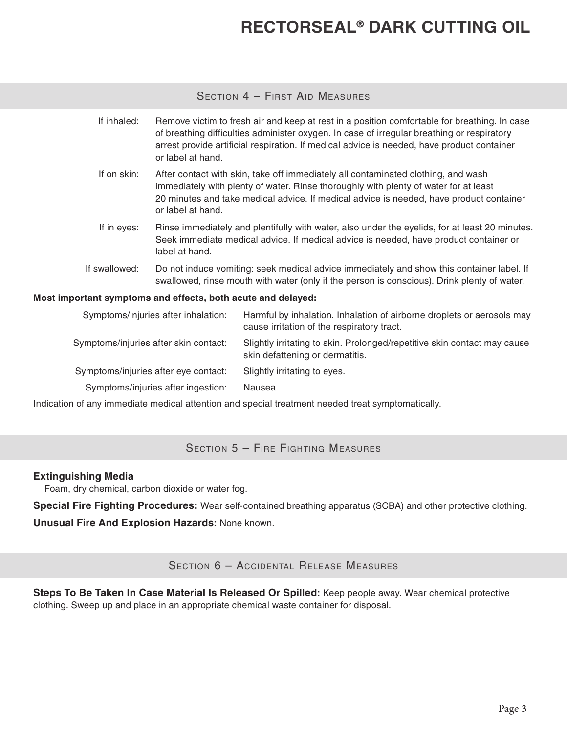## Section 4 – First Aid Measures

**If inhaled:** Remove victim to fresh air and keep at rest in a position comfortable for breathing. In case of breathing difficulties administer oxygen. In case of irregular breathing or respiratory arrest provide artificial respiration. If medical advice is needed, have product container or label at hand.

**If on skin:** After contact with skin, take off immediately all contaminated clothing, and wash immediately with plenty of water. Rinse thoroughly with plenty of water for at least 20 minutes and take medical advice. If medical advice is needed, have product container or label at hand.

**If in eyes:** Rinse immediately and plentifully with water, also under the eyelids, for at least 20 minutes. Seek immediate medical advice. If medical advice is needed, have product container or label at hand.

**If swallowed:** Do not induce vomiting: seek medical advice immediately and show this container label. If swallowed, rinse mouth with water (only if the person is conscious). Drink plenty of water.

**Most important symptoms and effects, both acute and delayed:**

Symptoms/injuries after inhalation: Harmful by inhalation. Inhalation of airborne droplets or aerosols may cause irritation of the respiratory tract.

Symptoms/injuries after skin contact: Slightly irritating to skin. Prolonged/repetitive skin contact may cause skin defattening or dermatitis.

Symptoms/injuries after eye contact: Slightly irritating to eyes.

Symptoms/injuries after ingestion: Nausea.

Indication of any immediate medical attention and special treatment needed treat symptomatically.

## Section 5 – Fire Fighting Measures

**Extinguishing Media**

Foam, dry chemical, carbon dioxide or water fog.

**Special Fire Fighting Procedures:** Wear self-contained breathing apparatus (SCBA) and other protective clothing.

**Unusual Fire And Explosion Hazards:** None known.

## Section 6 – Accidental Release Measures

**Steps To Be Taken In Case Material Is Released Or Spilled:** Keep people away. Wear chemical protective clothing. Sweep up and place in an appropriate chemical waste container for disposal.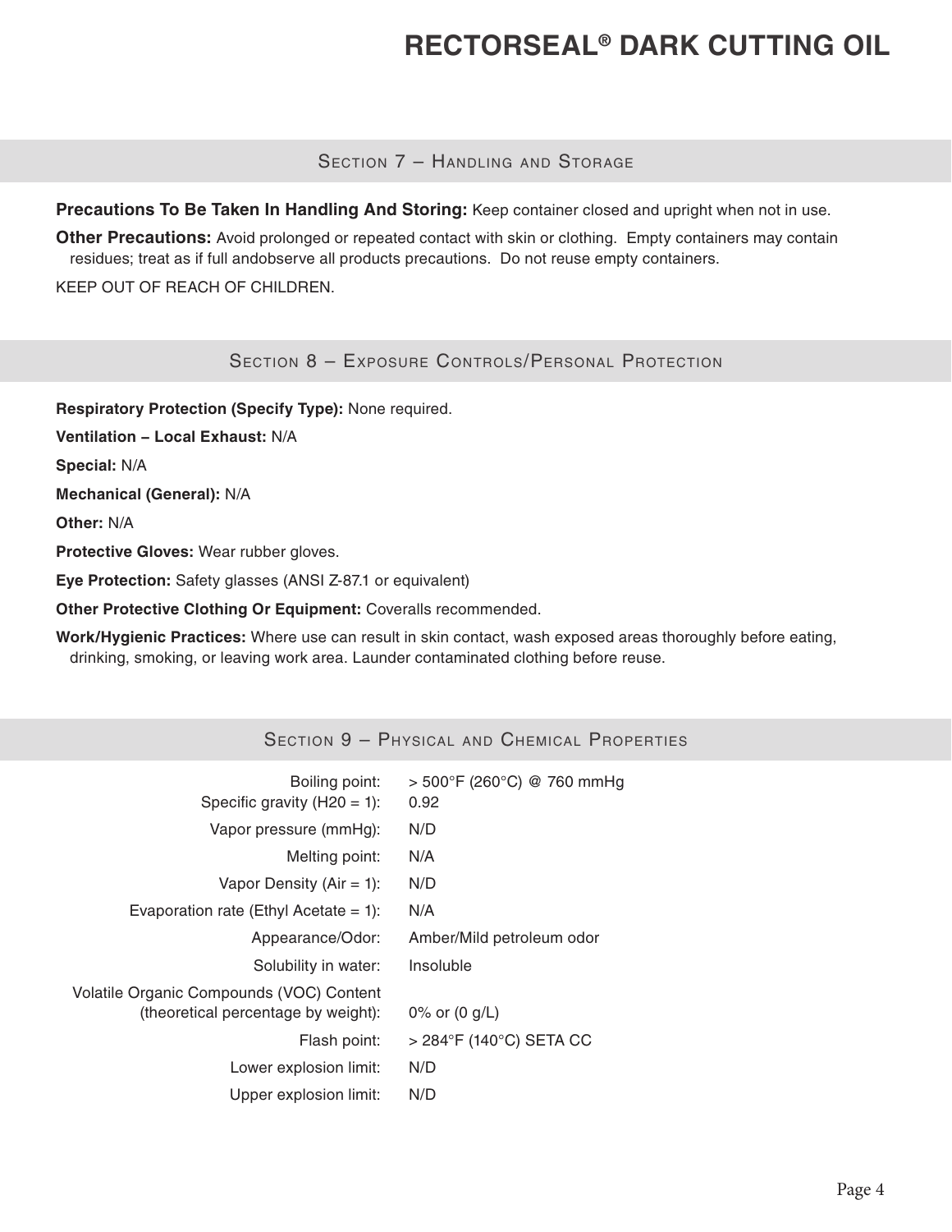## Section 7 – Handling and Storage

**Precautions To Be Taken In Handling And Storing:** Keep container closed and upright when not in use.

**Other Precautions:** Avoid prolonged or repeated contact with skin or clothing. Empty containers may contain residues; treat as if full andobserve all products precautions. Do not reuse empty containers.

KEEP OUT OF REACH OF CHILDREN.

## Section 8 – Exposure Controls/Personal Protection

**Respiratory Protection (Specify Type):** None required.

**Ventilation – Local Exhaust:** N/A

**Special:** N/A

**Mechanical (General):** N/A

**Other:** N/A

**Protective Gloves:** Wear rubber gloves.

**Eye Protection:** Safety glasses (ANSI Z-87.1 or equivalent)

**Other Protective Clothing Or Equipment:** Coveralls recommended.

**Work/Hygienic Practices:** Where use can result in skin contact, wash exposed areas thoroughly before eating, drinking, smoking, or leaving work area. Launder contaminated clothing before reuse.

## Section 9 – Physical and Chemical Properties

| Property | Value |
|---|---|
| Boiling point: | > 500°F (260°C) @ 760 mmHg |
| Specific gravity (H20 = 1): | 0.92 |
| Vapor pressure (mmHg): | N/D |
| Melting point: | N/A |
| Vapor Density (Air = 1): | N/D |
| Evaporation rate (Ethyl Acetate = 1): | N/A |
| Appearance/Odor: | Amber/Mild petroleum odor |
| Solubility in water: | Insoluble |
| Volatile Organic Compounds (VOC) Content (theoretical percentage by weight): | 0% or (0 g/L) |
| Flash point: | > 284°F (140°C) SETA CC |
| Lower explosion limit: | N/D |
| Upper explosion limit: | N/D |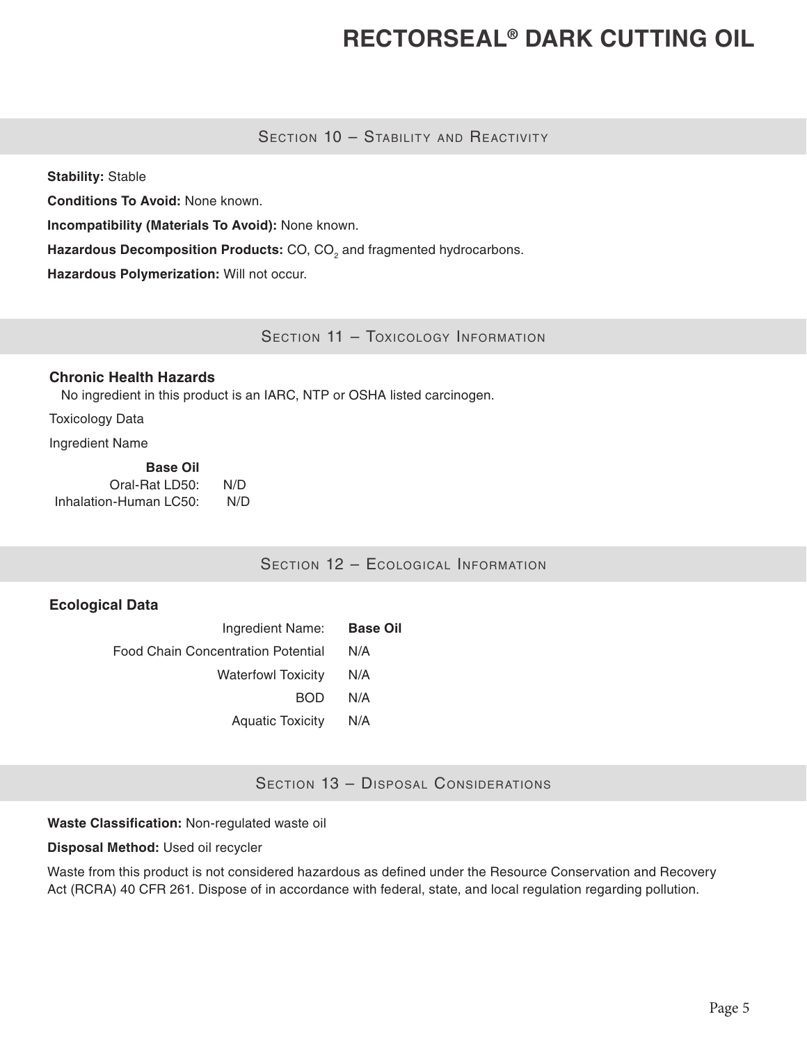## Section 10 – Stability and Reactivity

**Stability:** Stable

**Conditions To Avoid:** None known.

**Incompatibility (Materials To Avoid):** None known.

**Hazardous Decomposition Products:** CO, $CO_2$ and fragmented hydrocarbons.

**Hazardous Polymerization:** Will not occur.

## Section 11 – Toxicology Information

### Chronic Health Hazards

No ingredient in this product is an IARC, NTP or OSHA listed carcinogen.

Toxicology Data

Ingredient Name

| | **Base Oil** |
|---|---|
| Oral-Rat LD50: | N/D |
| Inhalation-Human LC50: | N/D |

## Section 12 – Ecological Information

### Ecological Data

| Ingredient Name: | **Base Oil** |
|---|---|
| Food Chain Concentration Potential | N/A |
| Waterfowl Toxicity | N/A |
| BOD | N/A |
| Aquatic Toxicity | N/A |

## Section 13 – Disposal Considerations

**Waste Classification:** Non-regulated waste oil

**Disposal Method:** Used oil recycler

Waste from this product is not considered hazardous as defined under the Resource Conservation and Recovery Act (RCRA) 40 CFR 261. Dispose of in accordance with federal, state, and local regulation regarding pollution.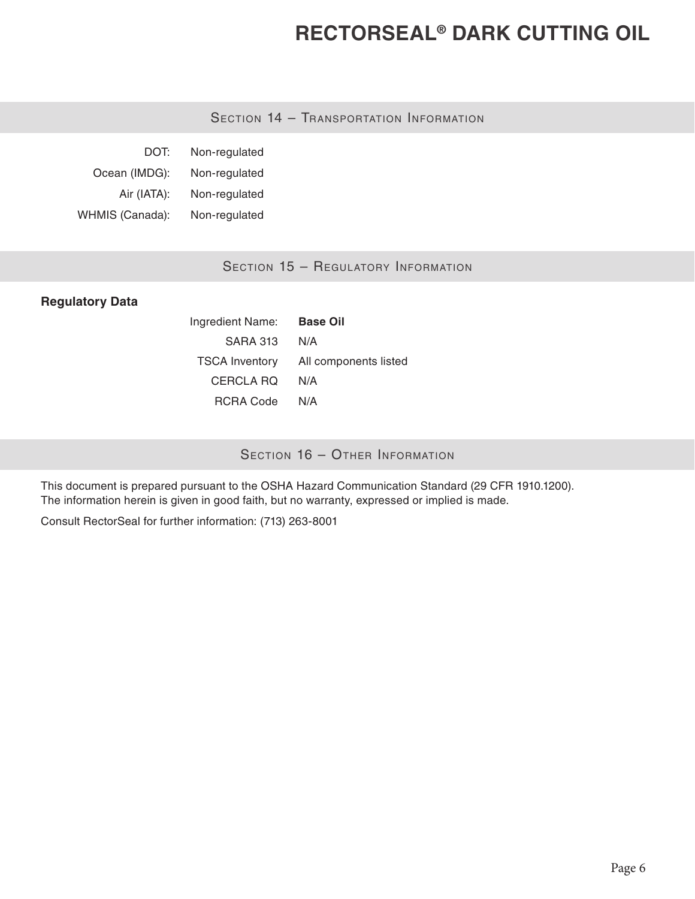## Section 14 – Transportation Information

| | |
|---|---|
| DOT: | Non-regulated |
| Ocean (IMDG): | Non-regulated |
| Air (IATA): | Non-regulated |
| WHMIS (Canada): | Non-regulated |

## Section 15 – Regulatory Information

**Regulatory Data**

| | |
|---|---|
| Ingredient Name: | **Base Oil** |
| SARA 313 | N/A |
| TSCA Inventory | All components listed |
| CERCLA RQ | N/A |
| RCRA Code | N/A |

## Section 16 – Other Information

This document is prepared pursuant to the OSHA Hazard Communication Standard (29 CFR 1910.1200).
The information herein is given in good faith, but no warranty, expressed or implied is made.

Consult RectorSeal for further information: (713) 263-8001